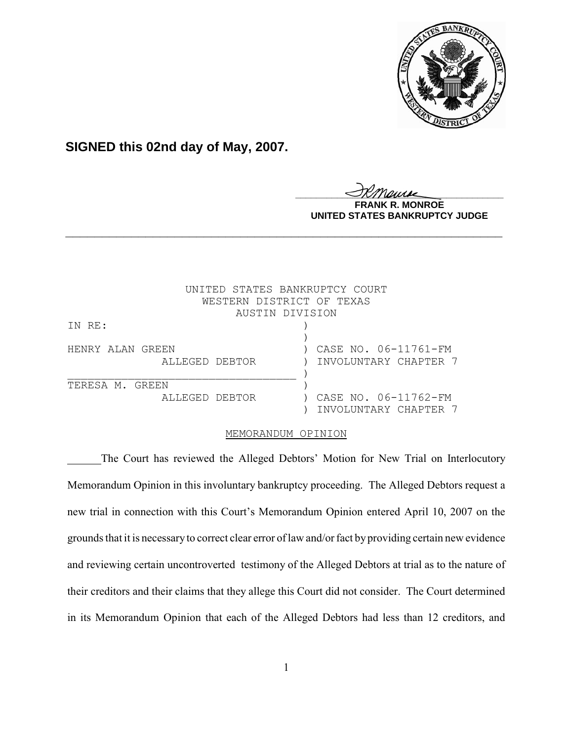**SIGNED this 02nd day of May, 2007.**

**FRANK R. MONROE**
**UNITED STATES BANKRUPTCY JUDGE**

---

UNITED STATES BANKRUPTCY COURT
WESTERN DISTRICT OF TEXAS
AUSTIN DIVISION

| | | |
|---|---|---|
| IN RE: | ) | |
| | ) | |
| HENRY ALAN GREEN | ) | CASE NO. 06-11761-FM |
| ALLEGED DEBTOR | ) | INVOLUNTARY CHAPTER 7 |
| | ) | |
| TERESA M. GREEN | ) | |
| ALLEGED DEBTOR | ) | CASE NO. 06-11762-FM |
| | ) | INVOLUNTARY CHAPTER 7 |

MEMORANDUM OPINION

The Court has reviewed the Alleged Debtors' Motion for New Trial on Interlocutory Memorandum Opinion in this involuntary bankruptcy proceeding. The Alleged Debtors request a new trial in connection with this Court's Memorandum Opinion entered April 10, 2007 on the grounds that it is necessary to correct clear error of law and/or fact by providing certain new evidence and reviewing certain uncontroverted testimony of the Alleged Debtors at trial as to the nature of their creditors and their claims that they allege this Court did not consider. The Court determined in its Memorandum Opinion that each of the Alleged Debtors had less than 12 creditors, and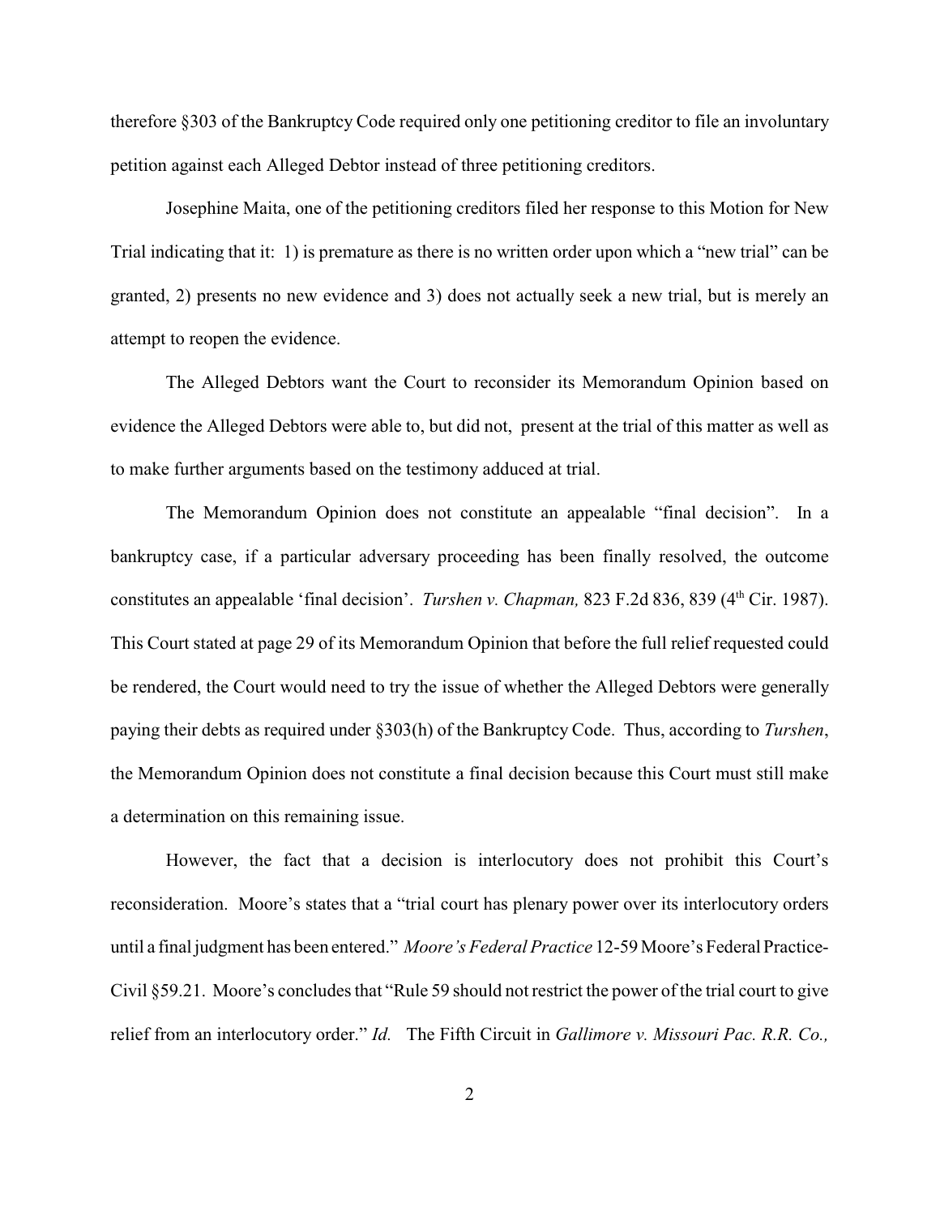therefore §303 of the Bankruptcy Code required only one petitioning creditor to file an involuntary petition against each Alleged Debtor instead of three petitioning creditors.

Josephine Maita, one of the petitioning creditors filed her response to this Motion for New Trial indicating that it: 1) is premature as there is no written order upon which a "new trial" can be granted, 2) presents no new evidence and 3) does not actually seek a new trial, but is merely an attempt to reopen the evidence.

The Alleged Debtors want the Court to reconsider its Memorandum Opinion based on evidence the Alleged Debtors were able to, but did not, present at the trial of this matter as well as to make further arguments based on the testimony adduced at trial.

The Memorandum Opinion does not constitute an appealable "final decision". In a bankruptcy case, if a particular adversary proceeding has been finally resolved, the outcome constitutes an appealable 'final decision'. *Turshen v. Chapman,* 823 F.2d 836, 839 (4th Cir. 1987). This Court stated at page 29 of its Memorandum Opinion that before the full relief requested could be rendered, the Court would need to try the issue of whether the Alleged Debtors were generally paying their debts as required under §303(h) of the Bankruptcy Code. Thus, according to *Turshen*, the Memorandum Opinion does not constitute a final decision because this Court must still make a determination on this remaining issue.

However, the fact that a decision is interlocutory does not prohibit this Court's reconsideration. Moore's states that a "trial court has plenary power over its interlocutory orders until a final judgment has been entered." *Moore's Federal Practice* 12-59 Moore's Federal Practice-Civil §59.21. Moore's concludes that "Rule 59 should not restrict the power of the trial court to give relief from an interlocutory order." *Id.* The Fifth Circuit in *Gallimore v. Missouri Pac. R.R. Co.,*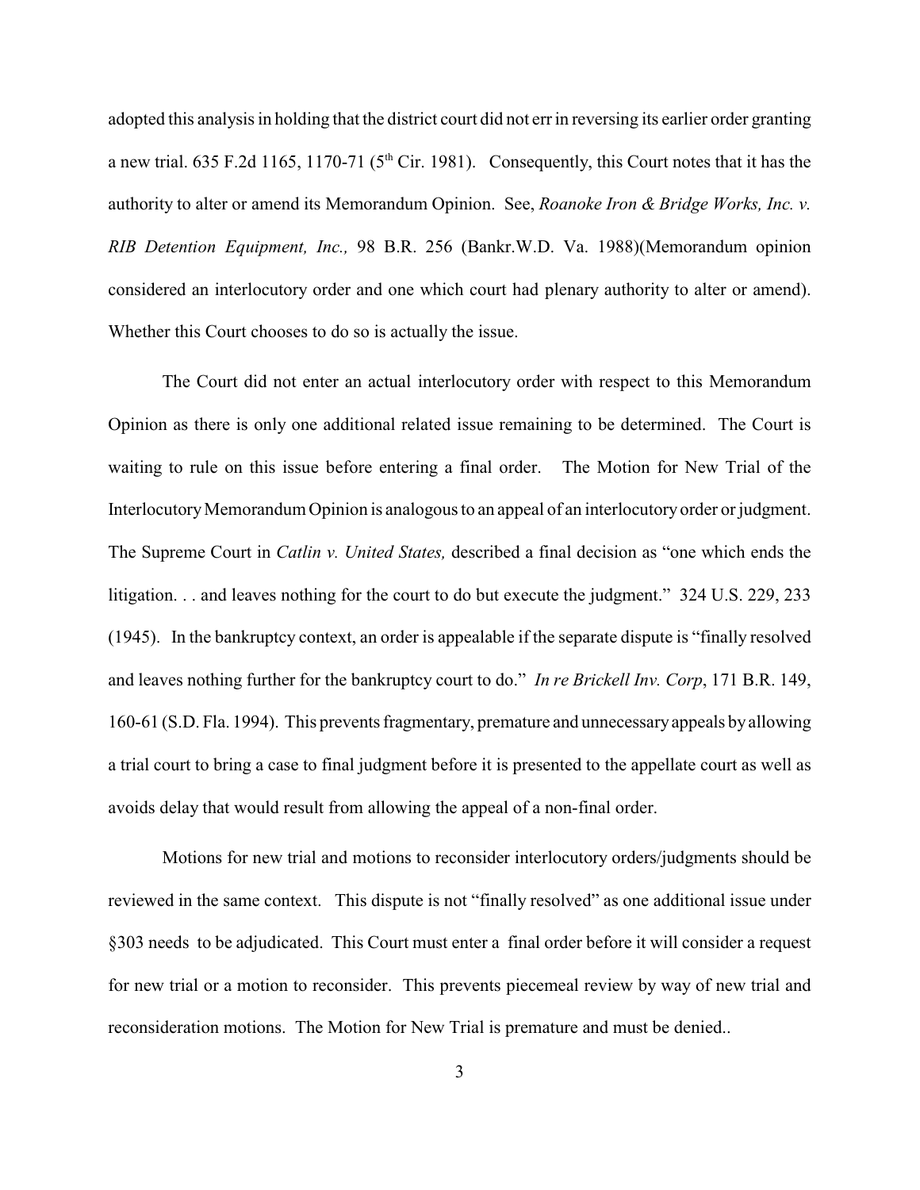adopted this analysis in holding that the district court did not err in reversing its earlier order granting a new trial. 635 F.2d 1165, 1170-71 (5th Cir. 1981). Consequently, this Court notes that it has the authority to alter or amend its Memorandum Opinion. See, *Roanoke Iron & Bridge Works, Inc. v. RIB Detention Equipment, Inc.,* 98 B.R. 256 (Bankr.W.D. Va. 1988)(Memorandum opinion considered an interlocutory order and one which court had plenary authority to alter or amend). Whether this Court chooses to do so is actually the issue.

The Court did not enter an actual interlocutory order with respect to this Memorandum Opinion as there is only one additional related issue remaining to be determined. The Court is waiting to rule on this issue before entering a final order. The Motion for New Trial of the Interlocutory Memorandum Opinion is analogous to an appeal of an interlocutory order or judgment. The Supreme Court in *Catlin v. United States,* described a final decision as "one which ends the litigation. . . and leaves nothing for the court to do but execute the judgment." 324 U.S. 229, 233 (1945). In the bankruptcy context, an order is appealable if the separate dispute is "finally resolved and leaves nothing further for the bankruptcy court to do." *In re Brickell Inv. Corp*, 171 B.R. 149, 160-61 (S.D. Fla. 1994). This prevents fragmentary, premature and unnecessary appeals by allowing a trial court to bring a case to final judgment before it is presented to the appellate court as well as avoids delay that would result from allowing the appeal of a non-final order.

Motions for new trial and motions to reconsider interlocutory orders/judgments should be reviewed in the same context. This dispute is not "finally resolved" as one additional issue under §303 needs to be adjudicated. This Court must enter a final order before it will consider a request for new trial or a motion to reconsider. This prevents piecemeal review by way of new trial and reconsideration motions. The Motion for New Trial is premature and must be denied..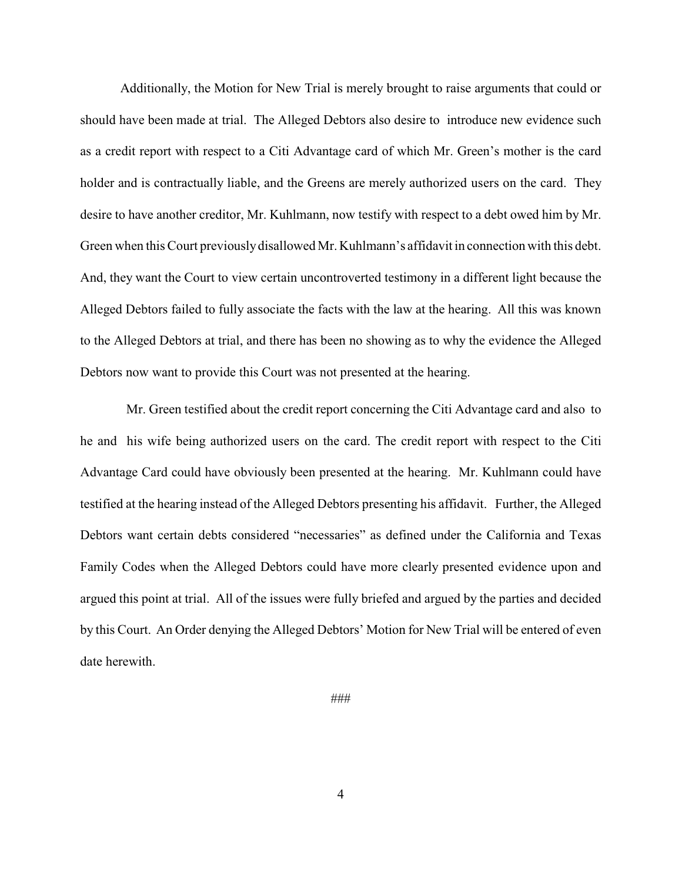Additionally, the Motion for New Trial is merely brought to raise arguments that could or should have been made at trial. The Alleged Debtors also desire to introduce new evidence such as a credit report with respect to a Citi Advantage card of which Mr. Green's mother is the card holder and is contractually liable, and the Greens are merely authorized users on the card. They desire to have another creditor, Mr. Kuhlmann, now testify with respect to a debt owed him by Mr. Green when this Court previously disallowed Mr. Kuhlmann's affidavit in connection with this debt. And, they want the Court to view certain uncontroverted testimony in a different light because the Alleged Debtors failed to fully associate the facts with the law at the hearing. All this was known to the Alleged Debtors at trial, and there has been no showing as to why the evidence the Alleged Debtors now want to provide this Court was not presented at the hearing.

Mr. Green testified about the credit report concerning the Citi Advantage card and also to he and his wife being authorized users on the card. The credit report with respect to the Citi Advantage Card could have obviously been presented at the hearing. Mr. Kuhlmann could have testified at the hearing instead of the Alleged Debtors presenting his affidavit. Further, the Alleged Debtors want certain debts considered "necessaries" as defined under the California and Texas Family Codes when the Alleged Debtors could have more clearly presented evidence upon and argued this point at trial. All of the issues were fully briefed and argued by the parties and decided by this Court. An Order denying the Alleged Debtors' Motion for New Trial will be entered of even date herewith.

###